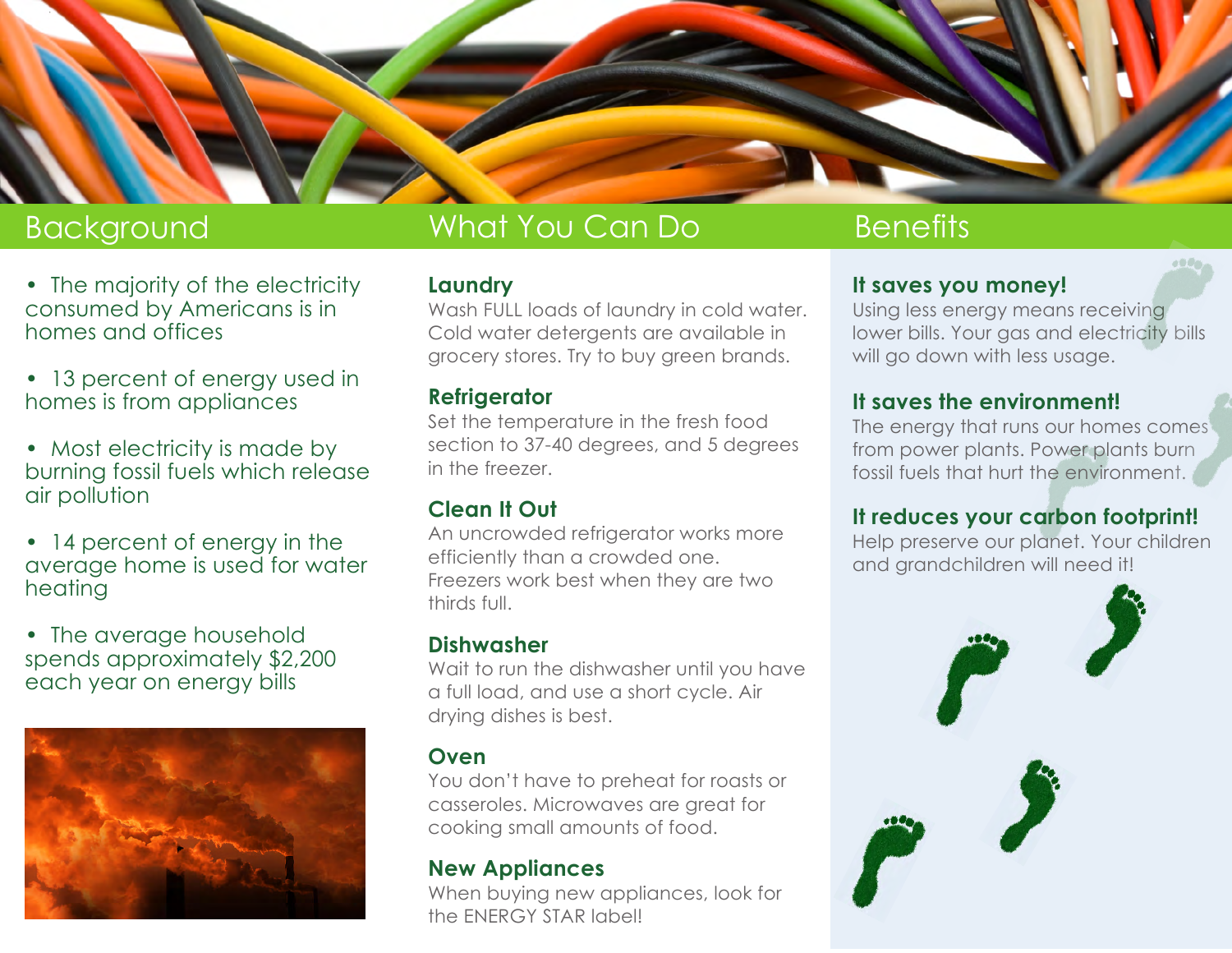## Background

- The majority of the electricity consumed by Americans is in homes and offices
- 13 percent of energy used in homes is from appliances
- Most electricity is made by burning fossil fuels which release air pollution
- 14 percent of energy in the average home is used for water heating
- The average household spends approximately $2,200 each year on energy bills

## What You Can Do

### Laundry

Wash FULL loads of laundry in cold water. Cold water detergents are available in grocery stores. Try to buy green brands.

### Refrigerator

Set the temperature in the fresh food section to 37-40 degrees, and 5 degrees in the freezer.

### Clean It Out

An uncrowded refrigerator works more efficiently than a crowded one. Freezers work best when they are two thirds full.

### Dishwasher

Wait to run the dishwasher until you have a full load, and use a short cycle. Air drying dishes is best.

### Oven

You don't have to preheat for roasts or casseroles. Microwaves are great for cooking small amounts of food.

### New Appliances

When buying new appliances, look for the ENERGY STAR label!

## Benefits

### It saves you money!

Using less energy means receiving lower bills. Your gas and electricity bills will go down with less usage.

### It saves the environment!

The energy that runs our homes comes from power plants. Power plants burn fossil fuels that hurt the environment.

### It reduces your carbon footprint!

Help preserve our planet. Your children and grandchildren will need it!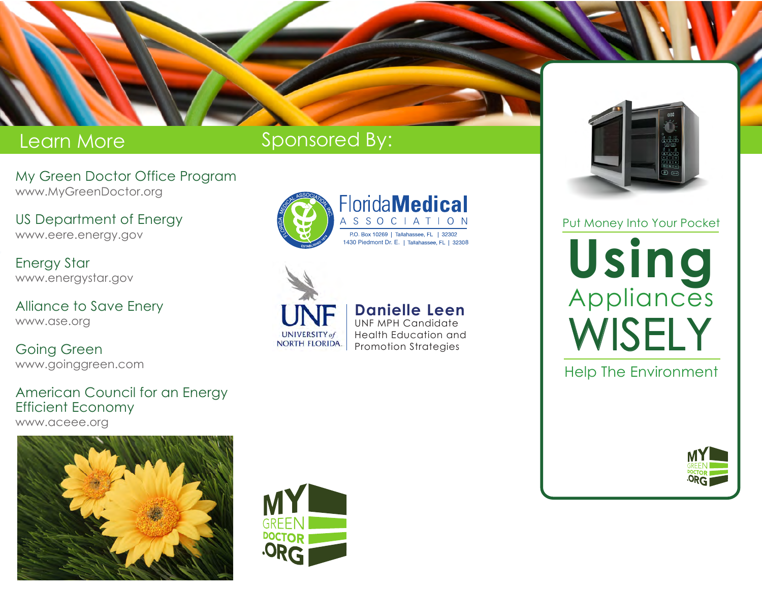## Learn More

My Green Doctor Office Program
www.MyGreenDoctor.org

US Department of Energy
www.eere.energy.gov

Energy Star
www.energystar.gov

Alliance to Save Enery
www.ase.org

Going Green
www.goinggreen.com

American Council for an Energy Efficient Economy
www.aceee.org

## Sponsored By:

Florida Medical Association
P.O. Box 10269 | Tallahassee, FL | 32302
1430 Piedmont Dr. E. | Tallahassee, FL | 32308

UNF University of North Florida

**Danielle Leen**
UNF MPH Candidate
Health Education and Promotion Strategies

MY GREEN DOCTOR .ORG

Put Money Into Your Pocket

# Using Appliances WISELY

Help The Environment

MY GREEN DOCTOR .ORG